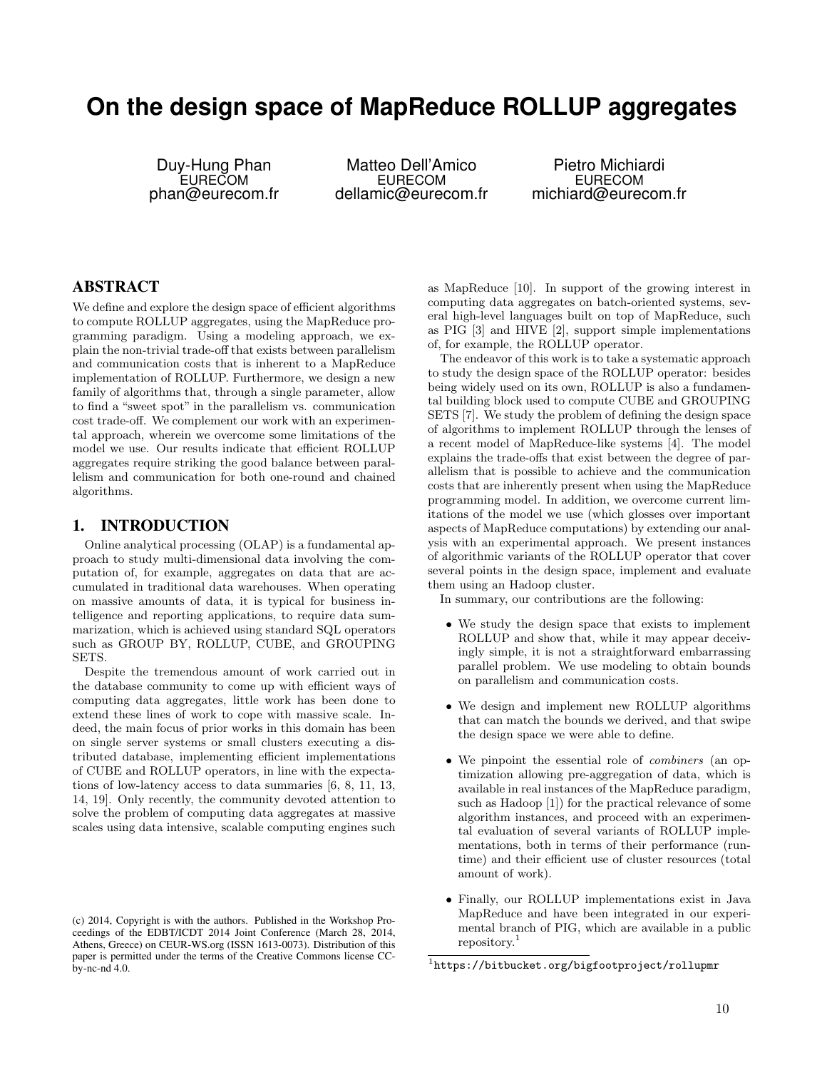# On the design space of MapReduce ROLLUP aggregates

Duy-Hung Phan
EURECOM
phan@eurecom.fr

Matteo Dell'Amico
EURECOM
dellamic@eurecom.fr

Pietro Michiardi
EURECOM
michiard@eurecom.fr

## ABSTRACT

We define and explore the design space of efficient algorithms to compute ROLLUP aggregates, using the MapReduce programming paradigm. Using a modeling approach, we explain the non-trivial trade-off that exists between parallelism and communication costs that is inherent to a MapReduce implementation of ROLLUP. Furthermore, we design a new family of algorithms that, through a single parameter, allow to find a "sweet spot" in the parallelism vs. communication cost trade-off. We complement our work with an experimental approach, wherein we overcome some limitations of the model we use. Our results indicate that efficient ROLLUP aggregates require striking the good balance between parallelism and communication for both one-round and chained algorithms.

## 1. INTRODUCTION

Online analytical processing (OLAP) is a fundamental approach to study multi-dimensional data involving the computation of, for example, aggregates on data that are accumulated in traditional data warehouses. When operating on massive amounts of data, it is typical for business intelligence and reporting applications, to require data summarization, which is achieved using standard SQL operators such as GROUP BY, ROLLUP, CUBE, and GROUPING SETS.

Despite the tremendous amount of work carried out in the database community to come up with efficient ways of computing data aggregates, little work has been done to extend these lines of work to cope with massive scale. Indeed, the main focus of prior works in this domain has been on single server systems or small clusters executing a distributed database, implementing efficient implementations of CUBE and ROLLUP operators, in line with the expectations of low-latency access to data summaries [6, 8, 11, 13, 14, 19]. Only recently, the community devoted attention to solve the problem of computing data aggregates at massive scales using data intensive, scalable computing engines such as MapReduce [10]. In support of the growing interest in computing data aggregates on batch-oriented systems, several high-level languages built on top of MapReduce, such as PIG [3] and HIVE [2], support simple implementations of, for example, the ROLLUP operator.

The endeavor of this work is to take a systematic approach to study the design space of the ROLLUP operator: besides being widely used on its own, ROLLUP is also a fundamental building block used to compute CUBE and GROUPING SETS [7]. We study the problem of defining the design space of algorithms to implement ROLLUP through the lenses of a recent model of MapReduce-like systems [4]. The model explains the trade-offs that exist between the degree of parallelism that is possible to achieve and the communication costs that are inherently present when using the MapReduce programming model. In addition, we overcome current limitations of the model we use (which glosses over important aspects of MapReduce computations) by extending our analysis with an experimental approach. We present instances of algorithmic variants of the ROLLUP operator that cover several points in the design space, implement and evaluate them using an Hadoop cluster.

In summary, our contributions are the following:

- We study the design space that exists to implement ROLLUP and show that, while it may appear deceivingly simple, it is not a straightforward embarrassing parallel problem. We use modeling to obtain bounds on parallelism and communication costs.
- We design and implement new ROLLUP algorithms that can match the bounds we derived, and that swipe the design space we were able to define.
- We pinpoint the essential role of *combiners* (an optimization allowing pre-aggregation of data, which is available in real instances of the MapReduce paradigm, such as Hadoop [1]) for the practical relevance of some algorithm instances, and proceed with an experimental evaluation of several variants of ROLLUP implementations, both in terms of their performance (runtime) and their efficient use of cluster resources (total amount of work).
- Finally, our ROLLUP implementations exist in Java MapReduce and have been integrated in our experimental branch of PIG, which are available in a public repository.[1]

(c) 2014, Copyright is with the authors. Published in the Workshop Proceedings of the EDBT/ICDT 2014 Joint Conference (March 28, 2014, Athens, Greece) on CEUR-WS.org (ISSN 1613-0073). Distribution of this paper is permitted under the terms of the Creative Commons license CC-by-nc-nd 4.0.

[1] https://bitbucket.org/bigfootproject/rollupmr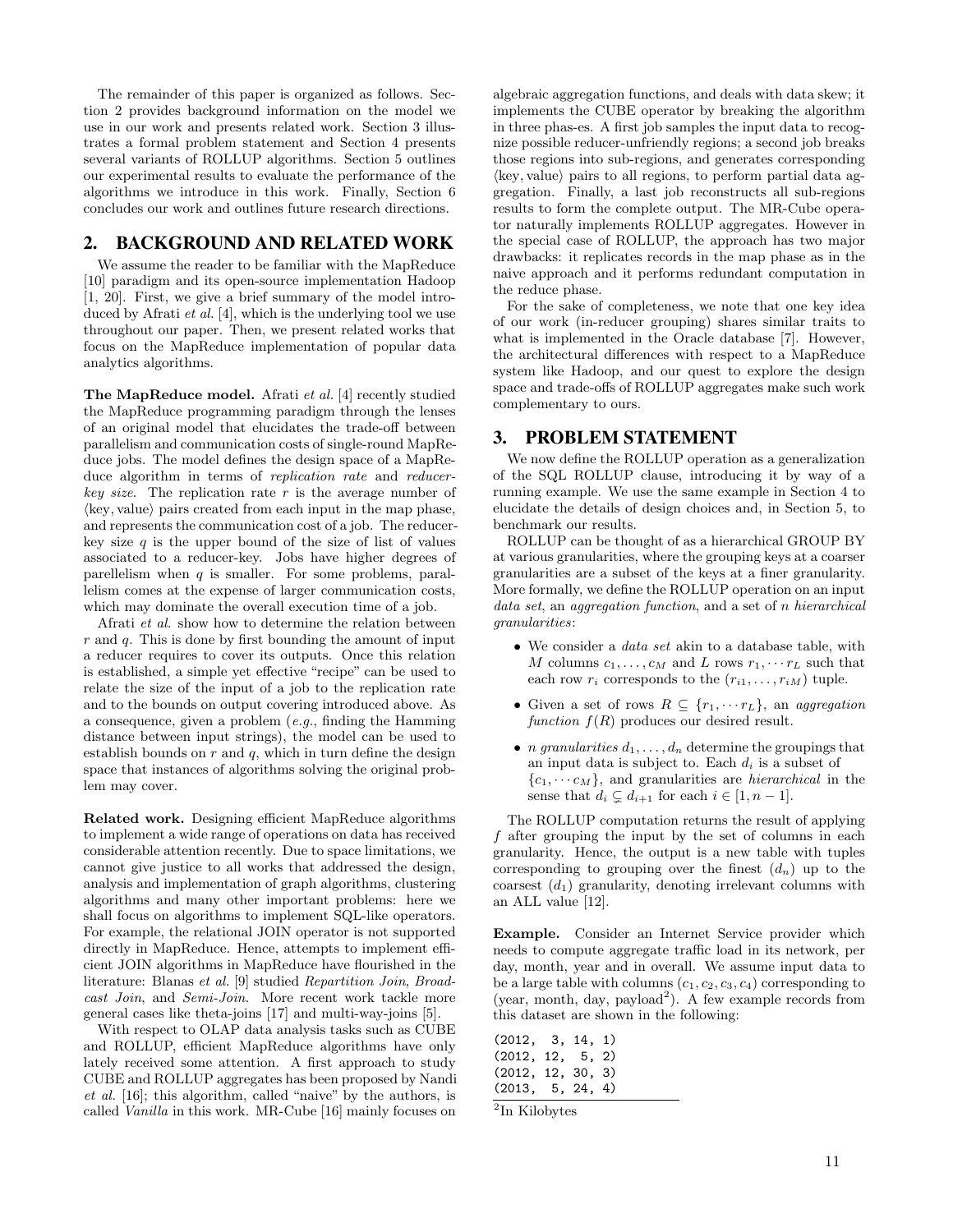The remainder of this paper is organized as follows. Section 2 provides background information on the model we use in our work and presents related work. Section 3 illustrates a formal problem statement and Section 4 presents several variants of ROLLUP algorithms. Section 5 outlines our experimental results to evaluate the performance of the algorithms we introduce in this work. Finally, Section 6 concludes our work and outlines future research directions.

## 2. BACKGROUND AND RELATED WORK

We assume the reader to be familiar with the MapReduce [10] paradigm and its open-source implementation Hadoop [1, 20]. First, we give a brief summary of the model introduced by Afrati *et al.* [4], which is the underlying tool we use throughout our paper. Then, we present related works that focus on the MapReduce implementation of popular data analytics algorithms.

**The MapReduce model.** Afrati *et al.* [4] recently studied the MapReduce programming paradigm through the lenses of an original model that elucidates the trade-off between parallelism and communication costs of single-round MapReduce jobs. The model defines the design space of a MapReduce algorithm in terms of *replication rate* and *reducer-key size*. The replication rate $r$ is the average number of ⟨key, value⟩ pairs created from each input in the map phase, and represents the communication cost of a job. The reducer-key size $q$ is the upper bound of the size of list of values associated to a reducer-key. Jobs have higher degrees of parellelism when $q$ is smaller. For some problems, parallelism comes at the expense of larger communication costs, which may dominate the overall execution time of a job.

Afrati *et al.* show how to determine the relation between $r$ and $q$. This is done by first bounding the amount of input a reducer requires to cover its outputs. Once this relation is established, a simple yet effective "recipe" can be used to relate the size of the input of a job to the replication rate and to the bounds on output covering introduced above. As a consequence, given a problem (*e.g.*, finding the Hamming distance between input strings), the model can be used to establish bounds on $r$ and $q$, which in turn define the design space that instances of algorithms solving the original problem may cover.

**Related work.** Designing efficient MapReduce algorithms to implement a wide range of operations on data has received considerable attention recently. Due to space limitations, we cannot give justice to all works that addressed the design, analysis and implementation of graph algorithms, clustering algorithms and many other important problems: here we shall focus on algorithms to implement SQL-like operators. For example, the relational JOIN operator is not supported directly in MapReduce. Hence, attempts to implement efficient JOIN algorithms in MapReduce have flourished in the literature: Blanas *et al.* [9] studied *Repartition Join*, *Broadcast Join*, and *Semi-Join*. More recent work tackle more general cases like theta-joins [17] and multi-way-joins [5].

With respect to OLAP data analysis tasks such as CUBE and ROLLUP, efficient MapReduce algorithms have only lately received some attention. A first approach to study CUBE and ROLLUP aggregates has been proposed by Nandi *et al.* [16]; this algorithm, called "naive" by the authors, is called *Vanilla* in this work. MR-Cube [16] mainly focuses on algebraic aggregation functions, and deals with data skew; it implements the CUBE operator by breaking the algorithm in three phas-es. A first job samples the input data to recognize possible reducer-unfriendly regions; a second job breaks those regions into sub-regions, and generates corresponding ⟨key, value⟩ pairs to all regions, to perform partial data aggregation. Finally, a last job reconstructs all sub-regions results to form the complete output. The MR-Cube operator naturally implements ROLLUP aggregates. However in the special case of ROLLUP, the approach has two major drawbacks: it replicates records in the map phase as in the naive approach and it performs redundant computation in the reduce phase.

For the sake of completeness, we note that one key idea of our work (in-reducer grouping) shares similar traits to what is implemented in the Oracle database [7]. However, the architectural differences with respect to a MapReduce system like Hadoop, and our quest to explore the design space and trade-offs of ROLLUP aggregates make such work complementary to ours.

## 3. PROBLEM STATEMENT

We now define the ROLLUP operation as a generalization of the SQL ROLLUP clause, introducing it by way of a running example. We use the same example in Section 4 to elucidate the details of design choices and, in Section 5, to benchmark our results.

ROLLUP can be thought of as a hierarchical GROUP BY at various granularities, where the grouping keys at a coarser granularities are a subset of the keys at a finer granularity. More formally, we define the ROLLUP operation on an input *data set*, an *aggregation function*, and a set of $n$ *hierarchical granularities*:

- We consider a *data set* akin to a database table, with $M$ columns $c_1, \ldots, c_M$ and $L$ rows $r_1, \cdots r_L$ such that each row $r_i$ corresponds to the $(r_{i1}, \ldots, r_{iM})$ tuple.
- Given a set of rows $R \subseteq \{r_1, \cdots r_L\}$, an *aggregation function* $f(R)$ produces our desired result.
- $n$ *granularities* $d_1, \ldots, d_n$ determine the groupings that an input data is subject to. Each $d_i$ is a subset of $\{c_1, \cdots c_M\}$, and granularities are *hierarchical* in the sense that $d_i \subsetneq d_{i+1}$ for each $i \in [1, n-1]$.

The ROLLUP computation returns the result of applying $f$ after grouping the input by the set of columns in each granularity. Hence, the output is a new table with tuples corresponding to grouping over the finest ($d_n$) up to the coarsest ($d_1$) granularity, denoting irrelevant columns with an ALL value [12].

**Example.** Consider an Internet Service provider which needs to compute aggregate traffic load in its network, per day, month, year and in overall. We assume input data to be a large table with columns $(c_1, c_2, c_3, c_4)$ corresponding to (year, month, day, payload[2]). A few example records from this dataset are shown in the following:

```
(2012,  3, 14, 1)
(2012, 12,  5, 2)
(2012, 12, 30, 3)
(2013,  5, 24, 4)
```

[2] In Kilobytes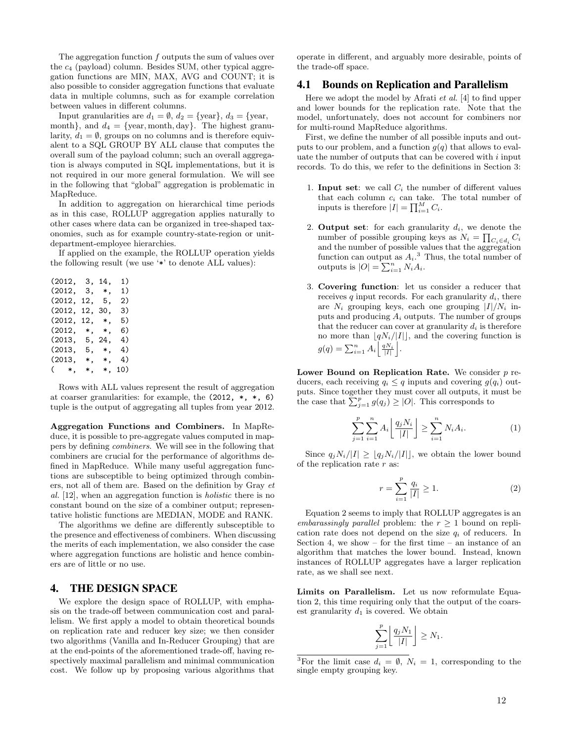The aggregation function $f$ outputs the sum of values over the $c_4$ (payload) column. Besides SUM, other typical aggregation functions are MIN, MAX, AVG and COUNT; it is also possible to consider aggregation functions that evaluate data in multiple columns, such as for example correlation between values in different columns.

Input granularities are $d_1 = \emptyset$, $d_2 = \{\text{year}\}$, $d_3 = \{\text{year}, \text{month}\}$, and $d_4 = \{\text{year}, \text{month}, \text{day}\}$. The highest granularity, $d_1 = \emptyset$, groups on no columns and is therefore equivalent to a SQL GROUP BY ALL clause that computes the overall sum of the payload column; such an overall aggregation is always computed in SQL implementations, but it is not required in our more general formulation. We will see in the following that "global" aggregation is problematic in MapReduce.

In addition to aggregation on hierarchical time periods as in this case, ROLLUP aggregation applies naturally to other cases where data can be organized in tree-shaped taxonomies, such as for example country-state-region or unit-department-employee hierarchies.

If applied on the example, the ROLLUP operation yields the following result (we use '*' to denote ALL values):

```
(2012,  3, 14,  1)
(2012,  3,  *,  1)
(2012, 12,  5,  2)
(2012, 12, 30,  3)
(2012, 12,  *,  5)
(2012,  *,  *,  6)
(2013,  5, 24,  4)
(2013,  5,  *,  4)
(2013,  *,  *,  4)
(   *,  *,  *, 10)
```

Rows with ALL values represent the result of aggregation at coarser granularities: for example, the `(2012, *, *, 6)` tuple is the output of aggregating all tuples from year 2012.

**Aggregation Functions and Combiners.** In MapReduce, it is possible to pre-aggregate values computed in mappers by defining *combiners*. We will see in the following that combiners are crucial for the performance of algorithms defined in MapReduce. While many useful aggregation functions are susceptible to being optimized through combiners, not all of them are. Based on the definition by Gray *et al.* [12], when an aggregation function is *holistic* there is no constant bound on the size of a combiner output; representative holistic functions are MEDIAN, MODE and RANK.

The algorithms we define are differently susceptible to the presence and effectiveness of combiners. When discussing the merits of each implementation, we also consider the case where aggregation functions are holistic and hence combiners are of little or no use.

## 4. THE DESIGN SPACE

We explore the design space of ROLLUP, with emphasis on the trade-off between communication cost and parallelism. We first apply a model to obtain theoretical bounds on replication rate and reducer key size; we then consider two algorithms (Vanilla and In-Reducer Grouping) that are at the end-points of the aforementioned trade-off, having respectively maximal parallelism and minimal communication cost. We follow up by proposing various algorithms that operate in different, and arguably more desirable, points of the trade-off space.

### 4.1 Bounds on Replication and Parallelism

Here we adopt the model by Afrati *et al.* [4] to find upper and lower bounds for the replication rate. Note that the model, unfortunately, does not account for combiners nor for multi-round MapReduce algorithms.

First, we define the number of all possible inputs and outputs to our problem, and a function $g(q)$ that allows to evaluate the number of outputs that can be covered with $i$ input records. To do this, we refer to the definitions in Section 3:

1. **Input set**: we call $C_i$ the number of different values that each column $c_i$ can take. The total number of inputs is therefore $|I| = \prod_{i=1}^{M} C_i$.
2. **Output set**: for each granularity $d_i$, we denote the number of possible grouping keys as $N_i = \prod_{C_i \in d_i} C_i$ and the number of possible values that the aggregation function can output as $A_i$.[3] Thus, the total number of outputs is $|O| = \sum_{i=1}^{n} N_i A_i$.
3. **Covering function**: let us consider a reducer that receives $q$ input records. For each granularity $d_i$, there are $N_i$ grouping keys, each one grouping $|I|/N_i$ inputs and producing $A_i$ outputs. The number of groups that the reducer can cover at granularity $d_i$ is therefore no more than $\lfloor qN_i/|I| \rfloor$, and the covering function is $g(q) = \sum_{i=1}^{n} A_i \left\lfloor \frac{qN_i}{|I|} \right\rfloor$.

**Lower Bound on Replication Rate.** We consider $p$ reducers, each receiving $q_i \leq q$ inputs and covering $g(q_i)$ outputs. Since together they must cover all outputs, it must be the case that $\sum_{j=1}^{p} g(q_j) \geq |O|$. This corresponds to

$$\sum_{j=1}^{p} \sum_{i=1}^{n} A_i \left\lfloor \frac{q_j N_i}{|I|} \right\rfloor \geq \sum_{i=1}^{n} N_i A_i. \tag{1}$$

Since $q_j N_i/|I| \geq \lfloor q_j N_i/|I| \rfloor$, we obtain the lower bound of the replication rate $r$ as:

$$r = \sum_{i=1}^{p} \frac{q_i}{|I|} \geq 1. \tag{2}$$

Equation 2 seems to imply that ROLLUP aggregates is an *embarassingly parallel* problem: the $r \geq 1$ bound on replication rate does not depend on the size $q_i$ of reducers. In Section 4, we show – for the first time – an instance of an algorithm that matches the lower bound. Instead, known instances of ROLLUP aggregates have a larger replication rate, as we shall see next.

**Limits on Parallelism.** Let us now reformulate Equation 2, this time requiring only that the output of the coarsest granularity $d_1$ is covered. We obtain

$$\sum_{j=1}^{p} \left\lfloor \frac{q_j N_1}{|I|} \right\rfloor \geq N_1.$$

[3] For the limit case $d_i = \emptyset$, $N_i = 1$, corresponding to the single empty grouping key.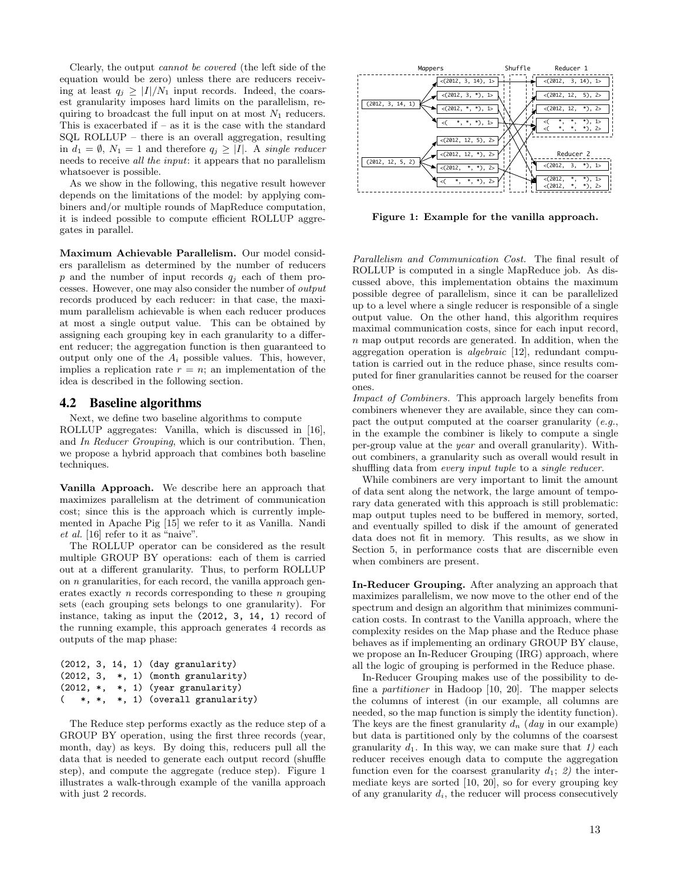Clearly, the output *cannot be covered* (the left side of the equation would be zero) unless there are reducers receiving at least $q_j \geq |I|/N_1$ input records. Indeed, the coarsest granularity imposes hard limits on the parallelism, requiring to broadcast the full input on at most $N_1$ reducers. This is exacerbated if – as it is the case with the standard SQL ROLLUP – there is an overall aggregation, resulting in $d_1 = \emptyset$, $N_1 = 1$ and therefore $q_j \geq |I|$. A *single reducer* needs to receive *all the input*: it appears that no parallelism whatsoever is possible.

As we show in the following, this negative result however depends on the limitations of the model: by applying combiners and/or multiple rounds of MapReduce computation, it is indeed possible to compute efficient ROLLUP aggregates in parallel.

**Maximum Achievable Parallelism.** Our model considers parallelism as determined by the number of reducers $p$ and the number of input records $q_j$ each of them processes. However, one may also consider the number of *output* records produced by each reducer: in that case, the maximum parallelism achievable is when each reducer produces at most a single output value. This can be obtained by assigning each grouping key in each granularity to a different reducer; the aggregation function is then guaranteed to output only one of the $A_i$ possible values. This, however, implies a replication rate $r = n$; an implementation of the idea is described in the following section.

## 4.2 Baseline algorithms

Next, we define two baseline algorithms to compute ROLLUP aggregates: Vanilla, which is discussed in [16], and *In Reducer Grouping*, which is our contribution. Then, we propose a hybrid approach that combines both baseline techniques.

**Vanilla Approach.** We describe here an approach that maximizes parallelism at the detriment of communication cost; since this is the approach which is currently implemented in Apache Pig [15] we refer to it as Vanilla. Nandi *et al.* [16] refer to it as "naive".

The ROLLUP operator can be considered as the result multiple GROUP BY operations: each of them is carried out at a different granularity. Thus, to perform ROLLUP on $n$ granularities, for each record, the vanilla approach generates exactly $n$ records corresponding to these $n$ grouping sets (each grouping sets belongs to one granularity). For instance, taking as input the `(2012, 3, 14, 1)` record of the running example, this approach generates 4 records as outputs of the map phase:

```
(2012, 3, 14, 1) (day granularity)
(2012, 3,  *, 1) (month granularity)
(2012, *,  *, 1) (year granularity)
(   *, *,  *, 1) (overall granularity)
```

The Reduce step performs exactly as the reduce step of a GROUP BY operation, using the first three records (year, month, day) as keys. By doing this, reducers pull all the data that is needed to generate each output record (shuffle step), and compute the aggregate (reduce step). Figure 1 illustrates a walk-through example of the vanilla approach with just 2 records.

**Figure 1: Example for the vanilla approach.**

*Parallelism and Communication Cost.* The final result of ROLLUP is computed in a single MapReduce job. As discussed above, this implementation obtains the maximum possible degree of parallelism, since it can be parallelized up to a level where a single reducer is responsible of a single output value. On the other hand, this algorithm requires maximal communication costs, since for each input record, $n$ map output records are generated. In addition, when the aggregation operation is *algebraic* [12], redundant computation is carried out in the reduce phase, since results computed for finer granularities cannot be reused for the coarser ones.

*Impact of Combiners.* This approach largely benefits from combiners whenever they are available, since they can compact the output computed at the coarser granularity (*e.g.*, in the example the combiner is likely to compute a single per-group value at the *year* and overall granularity). Without combiners, a granularity such as overall would result in shuffling data from *every input tuple* to a *single reducer*.

While combiners are very important to limit the amount of data sent along the network, the large amount of temporary data generated with this approach is still problematic: map output tuples need to be buffered in memory, sorted, and eventually spilled to disk if the amount of generated data does not fit in memory. This results, as we show in Section 5, in performance costs that are discernible even when combiners are present.

**In-Reducer Grouping.** After analyzing an approach that maximizes parallelism, we now move to the other end of the spectrum and design an algorithm that minimizes communication costs. In contrast to the Vanilla approach, where the complexity resides on the Map phase and the Reduce phase behaves as if implementing an ordinary GROUP BY clause, we propose an In-Reducer Grouping (IRG) approach, where all the logic of grouping is performed in the Reduce phase.

In-Reducer Grouping makes use of the possibility to define a *partitioner* in Hadoop [10, 20]. The mapper selects the columns of interest (in our example, all columns are needed, so the map function is simply the identity function). The keys are the finest granularity $d_n$ (*day* in our example) but data is partitioned only by the columns of the coarsest granularity $d_1$. In this way, we can make sure that *1)* each reducer receives enough data to compute the aggregation function even for the coarsest granularity $d_1$; *2)* the intermediate keys are sorted [10, 20], so for every grouping key of any granularity $d_i$, the reducer will process consecutively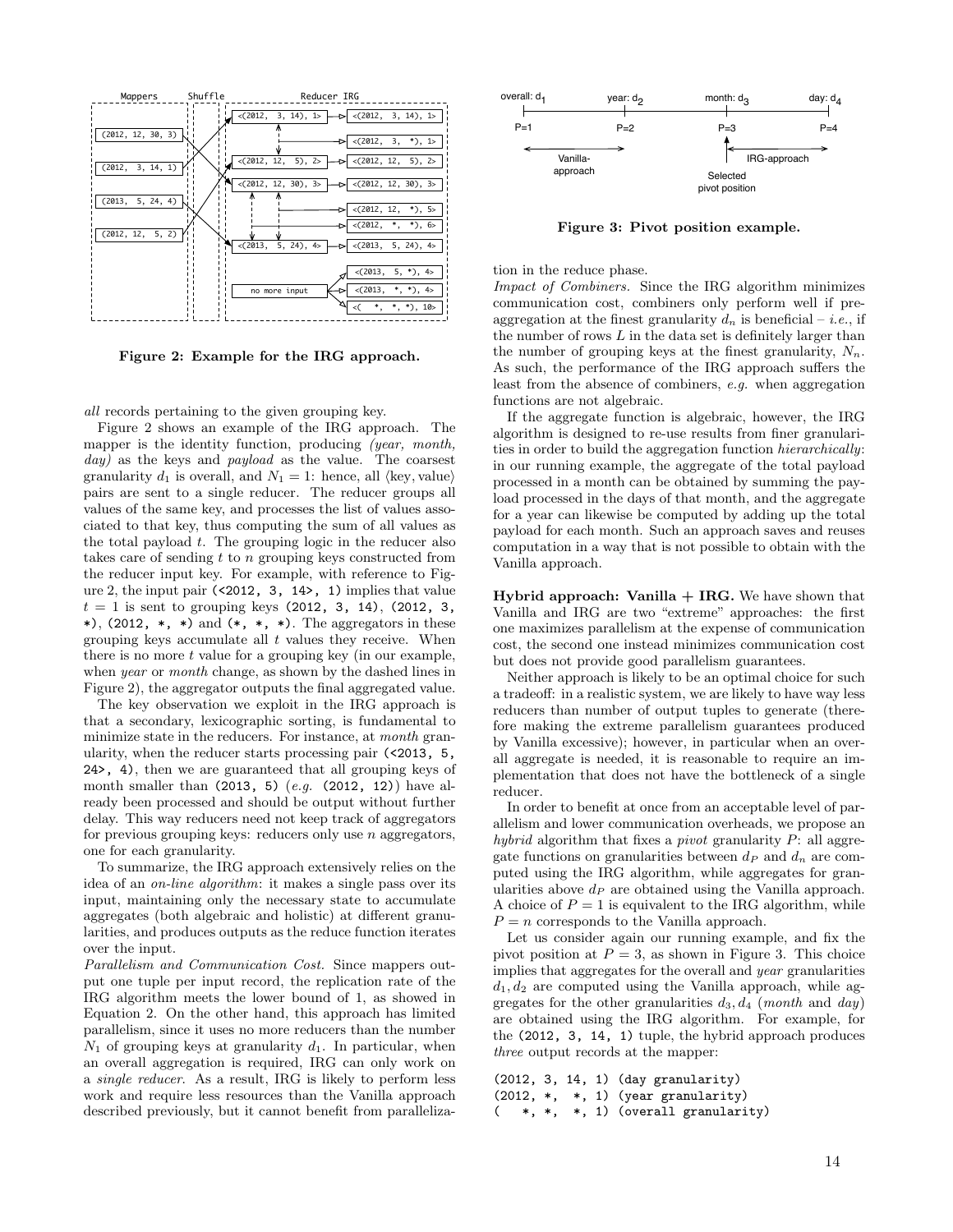Figure 2: Example for the IRG approach.

*all* records pertaining to the given grouping key.

Figure 2 shows an example of the IRG approach. The mapper is the identity function, producing *(year, month, day)* as the keys and *payload* as the value. The coarsest granularity $d_1$ is overall, and $N_1 = 1$: hence, all ⟨key, value⟩ pairs are sent to a single reducer. The reducer groups all values of the same key, and processes the list of values associated to that key, thus computing the sum of all values as the total payload $t$. The grouping logic in the reducer also takes care of sending $t$ to $n$ grouping keys constructed from the reducer input key. For example, with reference to Figure 2, the input pair `(<2012, 3, 14>, 1)` implies that value $t = 1$ is sent to grouping keys `(2012, 3, 14)`, `(2012, 3, *)`, `(2012, *, *)` and `(*, *, *)`. The aggregators in these grouping keys accumulate all $t$ values they receive. When there is no more $t$ value for a grouping key (in our example, when *year* or *month* change, as shown by the dashed lines in Figure 2), the aggregator outputs the final aggregated value.

The key observation we exploit in the IRG approach is that a secondary, lexicographic sorting, is fundamental to minimize state in the reducers. For instance, at *month* granularity, when the reducer starts processing pair `(<2013, 5, 24>, 4)`, then we are guaranteed that all grouping keys of month smaller than `(2013, 5)` (*e.g.* `(2012, 12)`) have already been processed and should be output without further delay. This way reducers need not keep track of aggregators for previous grouping keys: reducers only use $n$ aggregators, one for each granularity.

To summarize, the IRG approach extensively relies on the idea of an *on-line algorithm*: it makes a single pass over its input, maintaining only the necessary state to accumulate aggregates (both algebraic and holistic) at different granularities, and produces outputs as the reduce function iterates over the input.

*Parallelism and Communication Cost.* Since mappers output one tuple per input record, the replication rate of the IRG algorithm meets the lower bound of 1, as showed in Equation 2. On the other hand, this approach has limited parallelism, since it uses no more reducers than the number $N_1$ of grouping keys at granularity $d_1$. In particular, when an overall aggregation is required, IRG can only work on a *single reducer*. As a result, IRG is likely to perform less work and require less resources than the Vanilla approach described previously, but it cannot benefit from parallelization in the reduce phase.

Figure 3: Pivot position example.

*Impact of Combiners.* Since the IRG algorithm minimizes communication cost, combiners only perform well if pre-aggregation at the finest granularity $d_n$ is beneficial – *i.e.*, if the number of rows $L$ in the data set is definitely larger than the number of grouping keys at the finest granularity, $N_n$. As such, the performance of the IRG approach suffers the least from the absence of combiners, *e.g.* when aggregation functions are not algebraic.

If the aggregate function is algebraic, however, the IRG algorithm is designed to re-use results from finer granularities in order to build the aggregation function *hierarchically*: in our running example, the aggregate of the total payload processed in a month can be obtained by summing the payload processed in the days of that month, and the aggregate for a year can likewise be computed by adding up the total payload for each month. Such an approach saves and reuses computation in a way that is not possible to obtain with the Vanilla approach.

**Hybrid approach: Vanilla + IRG.** We have shown that Vanilla and IRG are two "extreme" approaches: the first one maximizes parallelism at the expense of communication cost, the second one instead minimizes communication cost but does not provide good parallelism guarantees.

Neither approach is likely to be an optimal choice for such a tradeoff: in a realistic system, we are likely to have way less reducers than number of output tuples to generate (therefore making the extreme parallelism guarantees produced by Vanilla excessive); however, in particular when an overall aggregate is needed, it is reasonable to require an implementation that does not have the bottleneck of a single reducer.

In order to benefit at once from an acceptable level of parallelism and lower communication overheads, we propose an *hybrid* algorithm that fixes a *pivot* granularity $P$: all aggregate functions on granularities between $d_P$ and $d_n$ are computed using the IRG algorithm, while aggregates for granularities above $d_P$ are obtained using the Vanilla approach. A choice of $P = 1$ is equivalent to the IRG algorithm, while $P = n$ corresponds to the Vanilla approach.

Let us consider again our running example, and fix the pivot position at $P = 3$, as shown in Figure 3. This choice implies that aggregates for the overall and *year* granularities $d_1, d_2$ are computed using the Vanilla approach, while aggregates for the other granularities $d_3, d_4$ (*month* and *day*) are obtained using the IRG algorithm. For example, for the `(2012, 3, 14, 1)` tuple, the hybrid approach produces *three* output records at the mapper:

```
(2012, 3, 14, 1) (day granularity)
(2012, *,  *, 1) (year granularity)
(   *, *,  *, 1) (overall granularity)
```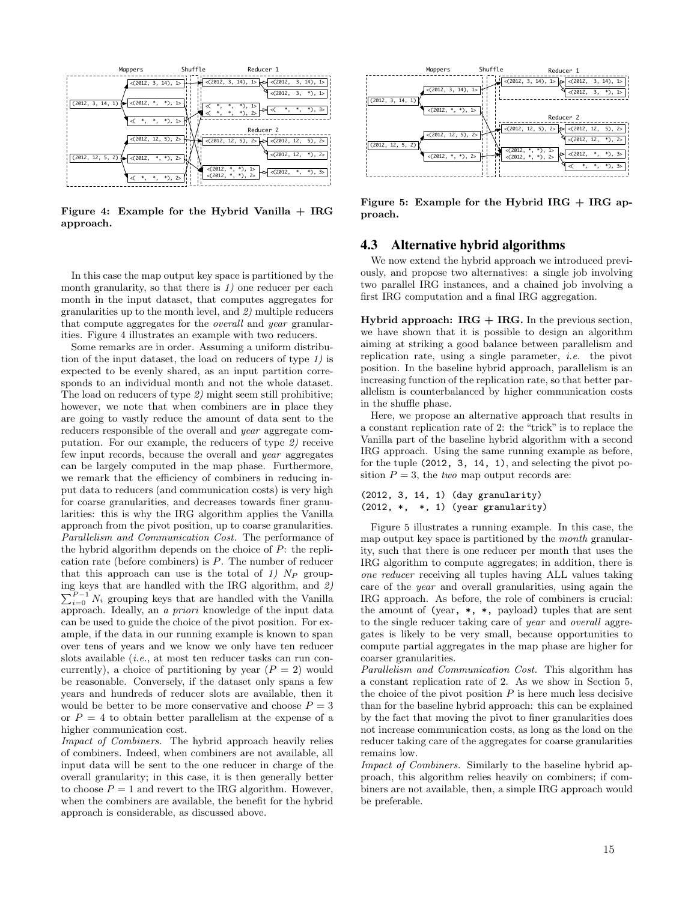Figure 4: Example for the Hybrid Vanilla + IRG approach.

In this case the map output key space is partitioned by the month granularity, so that there is *1)* one reducer per each month in the input dataset, that computes aggregates for granularities up to the month level, and *2)* multiple reducers that compute aggregates for the *overall* and *year* granularities. Figure 4 illustrates an example with two reducers.

Some remarks are in order. Assuming a uniform distribution of the input dataset, the load on reducers of type *1)* is expected to be evenly shared, as an input partition corresponds to an individual month and not the whole dataset. The load on reducers of type *2)* might seem still prohibitive; however, we note that when combiners are in place they are going to vastly reduce the amount of data sent to the reducers responsible of the overall and *year* aggregate computation. For our example, the reducers of type *2)* receive few input records, because the overall and *year* aggregates can be largely computed in the map phase. Furthermore, we remark that the efficiency of combiners in reducing input data to reducers (and communication costs) is very high for coarse granularities, and decreases towards finer granularities: this is why the IRG algorithm applies the Vanilla approach from the pivot position, up to coarse granularities.

*Parallelism and Communication Cost.* The performance of the hybrid algorithm depends on the choice of $P$: the replication rate (before combiners) is $P$. The number of reducer that this approach can use is the total of *1)* $N_P$ grouping keys that are handled with the IRG algorithm, and *2)* $\sum_{i=0}^{P-1} N_i$ grouping keys that are handled with the Vanilla approach. Ideally, an *a priori* knowledge of the input data can be used to guide the choice of the pivot position. For example, if the data in our running example is known to span over tens of years and we know we only have ten reducer slots available (*i.e.*, at most ten reducer tasks can run concurrently), a choice of partitioning by year ($P = 2$) would be reasonable. Conversely, if the dataset only spans a few years and hundreds of reducer slots are available, then it would be better to be more conservative and choose $P = 3$ or $P = 4$ to obtain better parallelism at the expense of a higher communication cost.

*Impact of Combiners.* The hybrid approach heavily relies of combiners. Indeed, when combiners are not available, all input data will be sent to the one reducer in charge of the overall granularity; in this case, it is then generally better to choose $P = 1$ and revert to the IRG algorithm. However, when the combiners are available, the benefit for the hybrid approach is considerable, as discussed above.

Figure 5: Example for the Hybrid IRG + IRG approach.

## 4.3 Alternative hybrid algorithms

We now extend the hybrid approach we introduced previously, and propose two alternatives: a single job involving two parallel IRG instances, and a chained job involving a first IRG computation and a final IRG aggregation.

**Hybrid approach: IRG + IRG.** In the previous section, we have shown that it is possible to design an algorithm aiming at striking a good balance between parallelism and replication rate, using a single parameter, *i.e.* the pivot position. In the baseline hybrid approach, parallelism is an increasing function of the replication rate, so that better parallelism is counterbalanced by higher communication costs in the shuffle phase.

Here, we propose an alternative approach that results in a constant replication rate of 2: the "trick" is to replace the Vanilla part of the baseline hybrid algorithm with a second IRG approach. Using the same running example as before, for the tuple `(2012, 3, 14, 1)`, and selecting the pivot position $P = 3$, the *two* map output records are:

```
(2012, 3, 14, 1) (day granularity)
(2012, *,  *, 1) (year granularity)
```

Figure 5 illustrates a running example. In this case, the map output key space is partitioned by the *month* granularity, such that there is one reducer per month that uses the IRG algorithm to compute aggregates; in addition, there is *one reducer* receiving all tuples having ALL values taking care of the *year* and overall granularities, using again the IRG approach. As before, the role of combiners is crucial: the amount of `(year, *, *, payload)` tuples that are sent to the single reducer taking care of *year* and *overall* aggregates is likely to be very small, because opportunities to compute partial aggregates in the map phase are higher for coarser granularities.

*Parallelism and Communication Cost.* This algorithm has a constant replication rate of 2. As we show in Section 5, the choice of the pivot position $P$ is here much less decisive than for the baseline hybrid approach: this can be explained by the fact that moving the pivot to finer granularities does not increase communication costs, as long as the load on the reducer taking care of the aggregates for coarse granularities remains low.

*Impact of Combiners.* Similarly to the baseline hybrid approach, this algorithm relies heavily on combiners; if combiners are not available, then, a simple IRG approach would be preferable.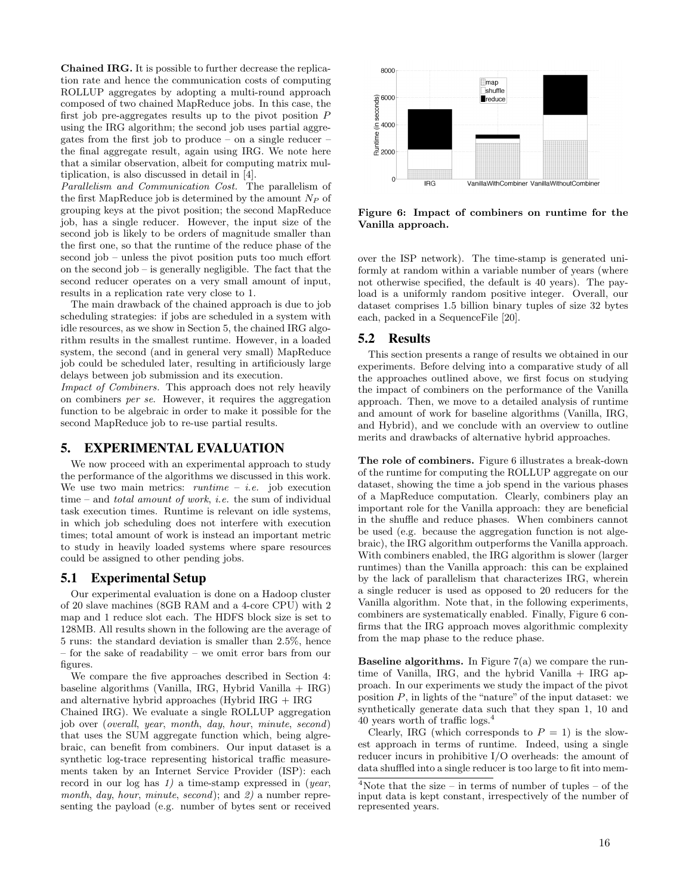**Chained IRG.** It is possible to further decrease the replication rate and hence the communication costs of computing ROLLUP aggregates by adopting a multi-round approach composed of two chained MapReduce jobs. In this case, the first job pre-aggregates results up to the pivot position $P$ using the IRG algorithm; the second job uses partial aggregates from the first job to produce – on a single reducer – the final aggregate result, again using IRG. We note here that a similar observation, albeit for computing matrix multiplication, is also discussed in detail in [4].

*Parallelism and Communication Cost.* The parallelism of the first MapReduce job is determined by the amount $N_P$ of grouping keys at the pivot position; the second MapReduce job, has a single reducer. However, the input size of the second job is likely to be orders of magnitude smaller than the first one, so that the runtime of the reduce phase of the second job – unless the pivot position puts too much effort on the second job – is generally negligible. The fact that the second reducer operates on a very small amount of input, results in a replication rate very close to 1.

The main drawback of the chained approach is due to job scheduling strategies: if jobs are scheduled in a system with idle resources, as we show in Section 5, the chained IRG algorithm results in the smallest runtime. However, in a loaded system, the second (and in general very small) MapReduce job could be scheduled later, resulting in artificiously large delays between job submission and its execution.

*Impact of Combiners.* This approach does not rely heavily on combiners *per se*. However, it requires the aggregation function to be algebraic in order to make it possible for the second MapReduce job to re-use partial results.

## 5. EXPERIMENTAL EVALUATION

We now proceed with an experimental approach to study the performance of the algorithms we discussed in this work. We use two main metrics: *runtime* – *i.e.* job execution time – and *total amount of work*, *i.e.* the sum of individual task execution times. Runtime is relevant on idle systems, in which job scheduling does not interfere with execution times; total amount of work is instead an important metric to study in heavily loaded systems where spare resources could be assigned to other pending jobs.

### 5.1 Experimental Setup

Our experimental evaluation is done on a Hadoop cluster of 20 slave machines (8GB RAM and a 4-core CPU) with 2 map and 1 reduce slot each. The HDFS block size is set to 128MB. All results shown in the following are the average of 5 runs: the standard deviation is smaller than 2.5%, hence – for the sake of readability – we omit error bars from our figures.

We compare the five approaches described in Section 4: baseline algorithms (Vanilla, IRG, Hybrid Vanilla + IRG) and alternative hybrid approaches (Hybrid IRG + IRG Chained IRG). We evaluate a single ROLLUP aggregation job over (*overall*, *year*, *month*, *day*, *hour*, *minute*, *second*) that uses the SUM aggregate function which, being algebraic, can benefit from combiners. Our input dataset is a synthetic log-trace representing historical traffic measurements taken by an Internet Service Provider (ISP): each record in our log has *1)* a time-stamp expressed in (*year*, *month*, *day*, *hour*, *minute*, *second*); and *2)* a number representing the payload (e.g. number of bytes sent or received over the ISP network). The time-stamp is generated uniformly at random within a variable number of years (where not otherwise specified, the default is 40 years). The payload is a uniformly random positive integer. Overall, our dataset comprises 1.5 billion binary tuples of size 32 bytes each, packed in a SequenceFile [20].

**Figure 6: Impact of combiners on runtime for the Vanilla approach.**

### 5.2 Results

This section presents a range of results we obtained in our experiments. Before delving into a comparative study of all the approaches outlined above, we first focus on studying the impact of combiners on the performance of the Vanilla approach. Then, we move to a detailed analysis of runtime and amount of work for baseline algorithms (Vanilla, IRG, and Hybrid), and we conclude with an overview to outline merits and drawbacks of alternative hybrid approaches.

**The role of combiners.** Figure 6 illustrates a break-down of the runtime for computing the ROLLUP aggregate on our dataset, showing the time a job spend in the various phases of a MapReduce computation. Clearly, combiners play an important role for the Vanilla approach: they are beneficial in the shuffle and reduce phases. When combiners cannot be used (e.g. because the aggregation function is not algebraic), the IRG algorithm outperforms the Vanilla approach. With combiners enabled, the IRG algorithm is slower (larger runtimes) than the Vanilla approach: this can be explained by the lack of parallelism that characterizes IRG, wherein a single reducer is used as opposed to 20 reducers for the Vanilla algorithm. Note that, in the following experiments, combiners are systematically enabled. Finally, Figure 6 confirms that the IRG approach moves algorithmic complexity from the map phase to the reduce phase.

**Baseline algorithms.** In Figure 7(a) we compare the runtime of Vanilla, IRG, and the hybrid Vanilla + IRG approach. In our experiments we study the impact of the pivot position $P$, in lights of the "nature" of the input dataset: we synthetically generate data such that they span 1, 10 and 40 years worth of traffic logs.[4]

Clearly, IRG (which corresponds to $P = 1$) is the slowest approach in terms of runtime. Indeed, using a single reducer incurs in prohibitive I/O overheads: the amount of data shuffled into a single reducer is too large to fit into mem-

[4]Note that the size – in terms of number of tuples – of the input data is kept constant, irrespectively of the number of represented years.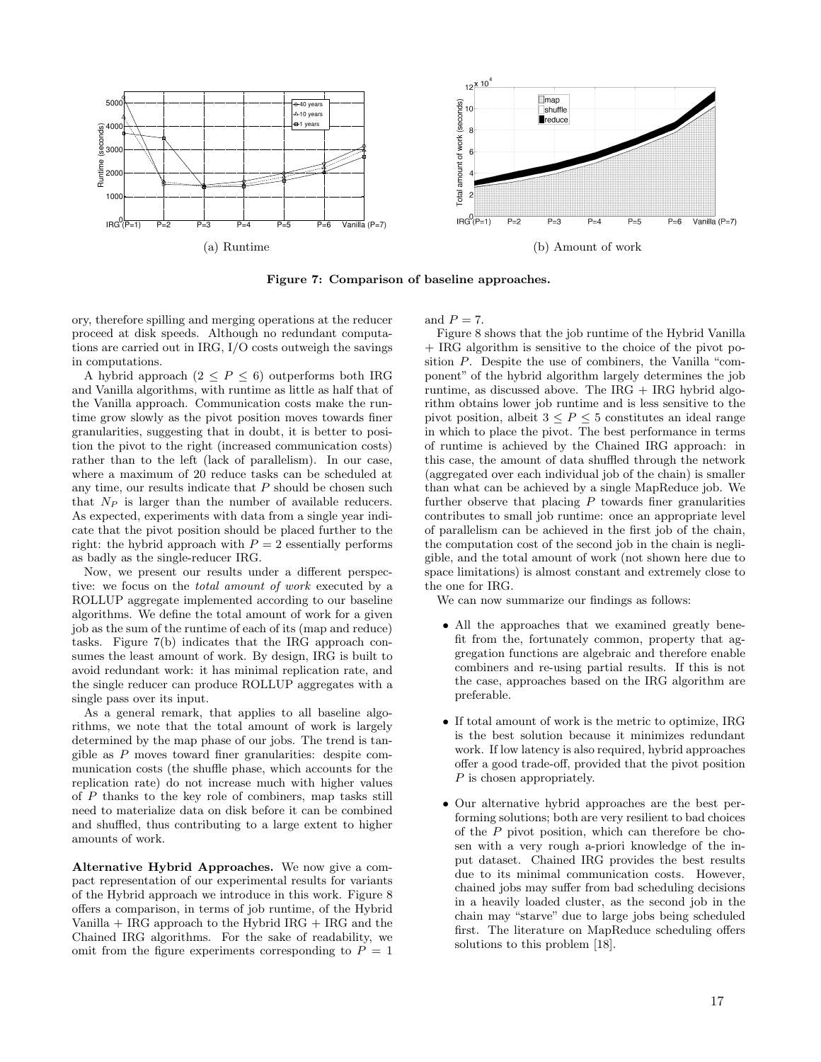(a) Runtime

(b) Amount of work

**Figure 7: Comparison of baseline approaches.**

ory, therefore spilling and merging operations at the reducer proceed at disk speeds. Although no redundant computations are carried out in IRG, I/O costs outweigh the savings in computations.

A hybrid approach ($2 \leq P \leq 6$) outperforms both IRG and Vanilla algorithms, with runtime as little as half that of the Vanilla approach. Communication costs make the runtime grow slowly as the pivot position moves towards finer granularities, suggesting that in doubt, it is better to position the pivot to the right (increased communication costs) rather than to the left (lack of parallelism). In our case, where a maximum of 20 reduce tasks can be scheduled at any time, our results indicate that $P$ should be chosen such that $N_P$ is larger than the number of available reducers. As expected, experiments with data from a single year indicate that the pivot position should be placed further to the right: the hybrid approach with $P = 2$ essentially performs as badly as the single-reducer IRG.

Now, we present our results under a different perspective: we focus on the *total amount of work* executed by a ROLLUP aggregate implemented according to our baseline algorithms. We define the total amount of work for a given job as the sum of the runtime of each of its (map and reduce) tasks. Figure 7(b) indicates that the IRG approach consumes the least amount of work. By design, IRG is built to avoid redundant work: it has minimal replication rate, and the single reducer can produce ROLLUP aggregates with a single pass over its input.

As a general remark, that applies to all baseline algorithms, we note that the total amount of work is largely determined by the map phase of our jobs. The trend is tangible as $P$ moves toward finer granularities: despite communication costs (the shuffle phase, which accounts for the replication rate) do not increase much with higher values of $P$ thanks to the key role of combiners, map tasks still need to materialize data on disk before it can be combined and shuffled, thus contributing to a large extent to higher amounts of work.

**Alternative Hybrid Approaches.** We now give a compact representation of our experimental results for variants of the Hybrid approach we introduce in this work. Figure 8 offers a comparison, in terms of job runtime, of the Hybrid Vanilla + IRG approach to the Hybrid IRG + IRG and the Chained IRG algorithms. For the sake of readability, we omit from the figure experiments corresponding to $P = 1$ and $P = 7$.

Figure 8 shows that the job runtime of the Hybrid Vanilla + IRG algorithm is sensitive to the choice of the pivot position $P$. Despite the use of combiners, the Vanilla "component" of the hybrid algorithm largely determines the job runtime, as discussed above. The IRG + IRG hybrid algorithm obtains lower job runtime and is less sensitive to the pivot position, albeit $3 \leq P \leq 5$ constitutes an ideal range in which to place the pivot. The best performance in terms of runtime is achieved by the Chained IRG approach: in this case, the amount of data shuffled through the network (aggregated over each individual job of the chain) is smaller than what can be achieved by a single MapReduce job. We further observe that placing $P$ towards finer granularities contributes to small job runtime: once an appropriate level of parallelism can be achieved in the first job of the chain, the computation cost of the second job in the chain is negligible, and the total amount of work (not shown here due to space limitations) is almost constant and extremely close to the one for IRG.

We can now summarize our findings as follows:

- All the approaches that we examined greatly benefit from the, fortunately common, property that aggregation functions are algebraic and therefore enable combiners and re-using partial results. If this is not the case, approaches based on the IRG algorithm are preferable.
- If total amount of work is the metric to optimize, IRG is the best solution because it minimizes redundant work. If low latency is also required, hybrid approaches offer a good trade-off, provided that the pivot position $P$ is chosen appropriately.
- Our alternative hybrid approaches are the best performing solutions; both are very resilient to bad choices of the $P$ pivot position, which can therefore be chosen with a very rough a-priori knowledge of the input dataset. Chained IRG provides the best results due to its minimal communication costs. However, chained jobs may suffer from bad scheduling decisions in a heavily loaded cluster, as the second job in the chain may "starve" due to large jobs being scheduled first. The literature on MapReduce scheduling offers solutions to this problem [18].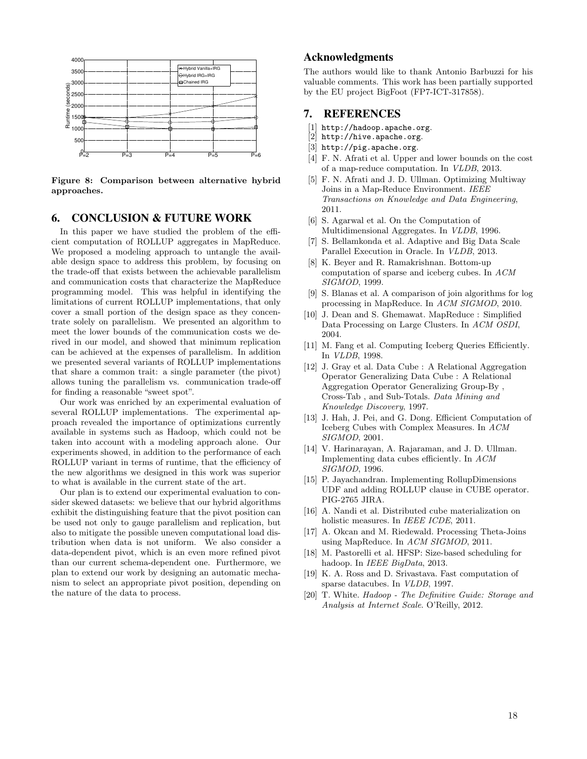4000
3500
3000
2500
2000
1500
1000
500
0

Runtime (seconds)

P=2 P=3 P=4 P=5 P=6

Hybrid Vanilla+IRG
Hybrid IRG+IRG
Chained IRG

**Figure 8: Comparison between alternative hybrid approaches.**

## 6. CONCLUSION & FUTURE WORK

In this paper we have studied the problem of the efficient computation of ROLLUP aggregates in MapReduce. We proposed a modeling approach to untangle the available design space to address this problem, by focusing on the trade-off that exists between the achievable parallelism and communication costs that characterize the MapReduce programming model. This was helpful in identifying the limitations of current ROLLUP implementations, that only cover a small portion of the design space as they concentrate solely on parallelism. We presented an algorithm to meet the lower bounds of the communication costs we derived in our model, and showed that minimum replication can be achieved at the expenses of parallelism. In addition we presented several variants of ROLLUP implementations that share a common trait: a single parameter (the pivot) allows tuning the parallelism vs. communication trade-off for finding a reasonable "sweet spot".

Our work was enriched by an experimental evaluation of several ROLLUP implementations. The experimental approach revealed the importance of optimizations currently available in systems such as Hadoop, which could not be taken into account with a modeling approach alone. Our experiments showed, in addition to the performance of each ROLLUP variant in terms of runtime, that the efficiency of the new algorithms we designed in this work was superior to what is available in the current state of the art.

Our plan is to extend our experimental evaluation to consider skewed datasets: we believe that our hybrid algorithms exhibit the distinguishing feature that the pivot position can be used not only to gauge parallelism and replication, but also to mitigate the possible uneven computational load distribution when data is not uniform. We also consider a data-dependent pivot, which is an even more refined pivot than our current schema-dependent one. Furthermore, we plan to extend our work by designing an automatic mechanism to select an appropriate pivot position, depending on the nature of the data to process.

## Acknowledgments

The authors would like to thank Antonio Barbuzzi for his valuable comments. This work has been partially supported by the EU project BigFoot (FP7-ICT-317858).

## 7. REFERENCES

[1] http://hadoop.apache.org.

[2] http://hive.apache.org.

[3] http://pig.apache.org.

[4] F. N. Afrati et al. Upper and lower bounds on the cost of a map-reduce computation. In *VLDB*, 2013.

[5] F. N. Afrati and J. D. Ullman. Optimizing Multiway Joins in a Map-Reduce Environment. *IEEE Transactions on Knowledge and Data Engineering*, 2011.

[6] S. Agarwal et al. On the Computation of Multidimensional Aggregates. In *VLDB*, 1996.

[7] S. Bellamkonda et al. Adaptive and Big Data Scale Parallel Execution in Oracle. In *VLDB*, 2013.

[8] K. Beyer and R. Ramakrishnan. Bottom-up computation of sparse and iceberg cubes. In *ACM SIGMOD*, 1999.

[9] S. Blanas et al. A comparison of join algorithms for log processing in MapReduce. In *ACM SIGMOD*, 2010.

[10] J. Dean and S. Ghemawat. MapReduce : Simplified Data Processing on Large Clusters. In *ACM OSDI*, 2004.

[11] M. Fang et al. Computing Iceberg Queries Efficiently. In *VLDB*, 1998.

[12] J. Gray et al. Data Cube : A Relational Aggregation Operator Generalizing Data Cube : A Relational Aggregation Operator Generalizing Group-By , Cross-Tab , and Sub-Totals. *Data Mining and Knowledge Discovery*, 1997.

[13] J. Hah, J. Pei, and G. Dong. Efficient Computation of Iceberg Cubes with Complex Measures. In *ACM SIGMOD*, 2001.

[14] V. Harinarayan, A. Rajaraman, and J. D. Ullman. Implementing data cubes efficiently. In *ACM SIGMOD*, 1996.

[15] P. Jayachandran. Implementing RollupDimensions UDF and adding ROLLUP clause in CUBE operator. PIG-2765 JIRA.

[16] A. Nandi et al. Distributed cube materialization on holistic measures. In *IEEE ICDE*, 2011.

[17] A. Okcan and M. Riedewald. Processing Theta-Joins using MapReduce. In *ACM SIGMOD*, 2011.

[18] M. Pastorelli et al. HFSP: Size-based scheduling for hadoop. In *IEEE BigData*, 2013.

[19] K. A. Ross and D. Srivastava. Fast computation of sparse datacubes. In *VLDB*, 1997.

[20] T. White. *Hadoop - The Definitive Guide: Storage and Analysis at Internet Scale*. O'Reilly, 2012.